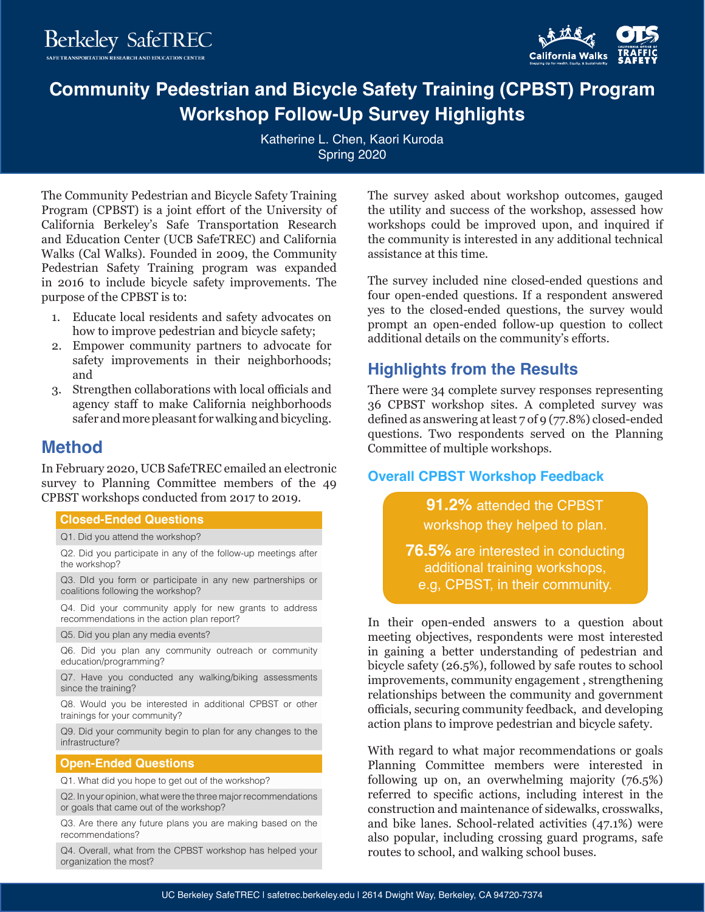# Community Pedestrian and Bicycle Safety Training (CPBST) Program Workshop Follow-Up Survey Highlights

Katherine L. Chen, Kaori Kuroda
Spring 2020

The Community Pedestrian and Bicycle Safety Training Program (CPBST) is a joint effort of the University of California Berkeley's Safe Transportation Research and Education Center (UCB SafeTREC) and California Walks (Cal Walks). Founded in 2009, the Community Pedestrian Safety Training program was expanded in 2016 to include bicycle safety improvements. The purpose of the CPBST is to:

1. Educate local residents and safety advocates on how to improve pedestrian and bicycle safety;
2. Empower community partners to advocate for safety improvements in their neighborhoods; and
3. Strengthen collaborations with local officials and agency staff to make California neighborhoods safer and more pleasant for walking and bicycling.

## Method

In February 2020, UCB SafeTREC emailed an electronic survey to Planning Committee members of the 49 CPBST workshops conducted from 2017 to 2019.

| Closed-Ended Questions |
| --- |
| Q1. Did you attend the workshop? |
| Q2. Did you participate in any of the follow-up meetings after the workshop? |
| Q3. DId you form or participate in any new partnerships or coalitions following the workshop? |
| Q4. Did your community apply for new grants to address recommendations in the action plan report? |
| Q5. Did you plan any media events? |
| Q6. Did you plan any community outreach or community education/programming? |
| Q7. Have you conducted any walking/biking assessments since the training? |
| Q8. Would you be interested in additional CPBST or other trainings for your community? |
| Q9. Did your community begin to plan for any changes to the infrastructure? |

| Open-Ended Questions |
| --- |
| Q1. What did you hope to get out of the workshop? |
| Q2. In your opinion, what were the three major recommendations or goals that came out of the workshop? |
| Q3. Are there any future plans you are making based on the recommendations? |
| Q4. Overall, what from the CPBST workshop has helped your organization the most? |

The survey asked about workshop outcomes, gauged the utility and success of the workshop, assessed how workshops could be improved upon, and inquired if the community is interested in any additional technical assistance at this time.

The survey included nine closed-ended questions and four open-ended questions. If a respondent answered yes to the closed-ended questions, the survey would prompt an open-ended follow-up question to collect additional details on the community's efforts.

## Highlights from the Results

There were 34 complete survey responses representing 36 CPBST workshop sites. A completed survey was defined as answering at least 7 of 9 (77.8%) closed-ended questions. Two respondents served on the Planning Committee of multiple workshops.

### Overall CPBST Workshop Feedback

**91.2%** attended the CPBST workshop they helped to plan.

**76.5%** are interested in conducting additional training workshops, e.g, CPBST, in their community.

In their open-ended answers to a question about meeting objectives, respondents were most interested in gaining a better understanding of pedestrian and bicycle safety (26.5%), followed by safe routes to school improvements, community engagement , strengthening relationships between the community and government officials, securing community feedback, and developing action plans to improve pedestrian and bicycle safety.

With regard to what major recommendations or goals Planning Committee members were interested in following up on, an overwhelming majority (76.5%) referred to specific actions, including interest in the construction and maintenance of sidewalks, crosswalks, and bike lanes. School-related activities (47.1%) were also popular, including crossing guard programs, safe routes to school, and walking school buses.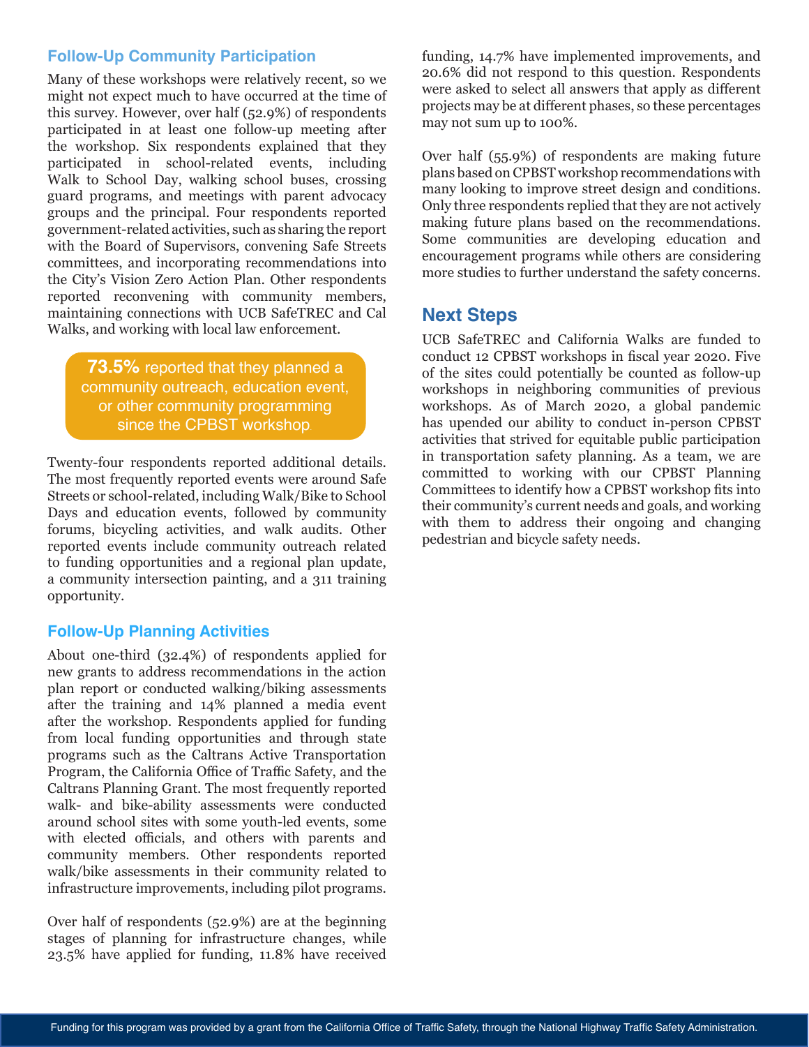## Follow-Up Community Participation

Many of these workshops were relatively recent, so we might not expect much to have occurred at the time of this survey. However, over half (52.9%) of respondents participated in at least one follow-up meeting after the workshop. Six respondents explained that they participated in school-related events, including Walk to School Day, walking school buses, crossing guard programs, and meetings with parent advocacy groups and the principal. Four respondents reported government-related activities, such as sharing the report with the Board of Supervisors, convening Safe Streets committees, and incorporating recommendations into the City's Vision Zero Action Plan. Other respondents reported reconvening with community members, maintaining connections with UCB SafeTREC and Cal Walks, and working with local law enforcement.

**73.5%** reported that they planned a community outreach, education event, or other community programming since the CPBST workshop.

Twenty-four respondents reported additional details. The most frequently reported events were around Safe Streets or school-related, including Walk/Bike to School Days and education events, followed by community forums, bicycling activities, and walk audits. Other reported events include community outreach related to funding opportunities and a regional plan update, a community intersection painting, and a 311 training opportunity.

## Follow-Up Planning Activities

About one-third (32.4%) of respondents applied for new grants to address recommendations in the action plan report or conducted walking/biking assessments after the training and 14% planned a media event after the workshop. Respondents applied for funding from local funding opportunities and through state programs such as the Caltrans Active Transportation Program, the California Office of Traffic Safety, and the Caltrans Planning Grant. The most frequently reported walk- and bike-ability assessments were conducted around school sites with some youth-led events, some with elected officials, and others with parents and community members. Other respondents reported walk/bike assessments in their community related to infrastructure improvements, including pilot programs.

Over half of respondents (52.9%) are at the beginning stages of planning for infrastructure changes, while 23.5% have applied for funding, 11.8% have received funding, 14.7% have implemented improvements, and 20.6% did not respond to this question. Respondents were asked to select all answers that apply as different projects may be at different phases, so these percentages may not sum up to 100%.

Over half (55.9%) of respondents are making future plans based on CPBST workshop recommendations with many looking to improve street design and conditions. Only three respondents replied that they are not actively making future plans based on the recommendations. Some communities are developing education and encouragement programs while others are considering more studies to further understand the safety concerns.

## Next Steps

UCB SafeTREC and California Walks are funded to conduct 12 CPBST workshops in fiscal year 2020. Five of the sites could potentially be counted as follow-up workshops in neighboring communities of previous workshops. As of March 2020, a global pandemic has upended our ability to conduct in-person CPBST activities that strived for equitable public participation in transportation safety planning. As a team, we are committed to working with our CPBST Planning Committees to identify how a CPBST workshop fits into their community's current needs and goals, and working with them to address their ongoing and changing pedestrian and bicycle safety needs.

Funding for this program was provided by a grant from the California Office of Traffic Safety, through the National Highway Traffic Safety Administration.